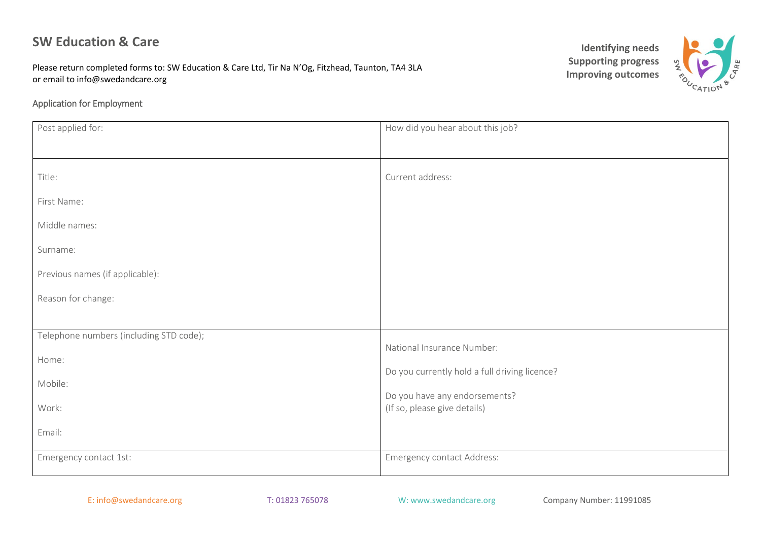# SW Education & Care

Please return completed forms to: SW Education & Care Ltd, Tir Na N'Og, Fitzhead, Taunton, TA4 3LA
or email to info@swedandcare.org

**Identifying needs**
**Supporting progress**
**Improving outcomes**

Application for Employment

| | |
|---|---|
| Post applied for: | How did you hear about this job? |
| Title:<br><br>First Name:<br><br>Middle names:<br><br>Surname:<br><br>Previous names (if applicable):<br><br>Reason for change: | Current address: |
| Telephone numbers (including STD code);<br><br>Home:<br><br>Mobile:<br><br>Work:<br><br>Email: | National Insurance Number:<br><br>Do you currently hold a full driving licence?<br><br>Do you have any endorsements?<br>(If so, please give details) |
| Emergency contact 1st: | Emergency contact Address: |

E: info@swedandcare.org T: 01823 765078 W: www.swedandcare.org Company Number: 11991085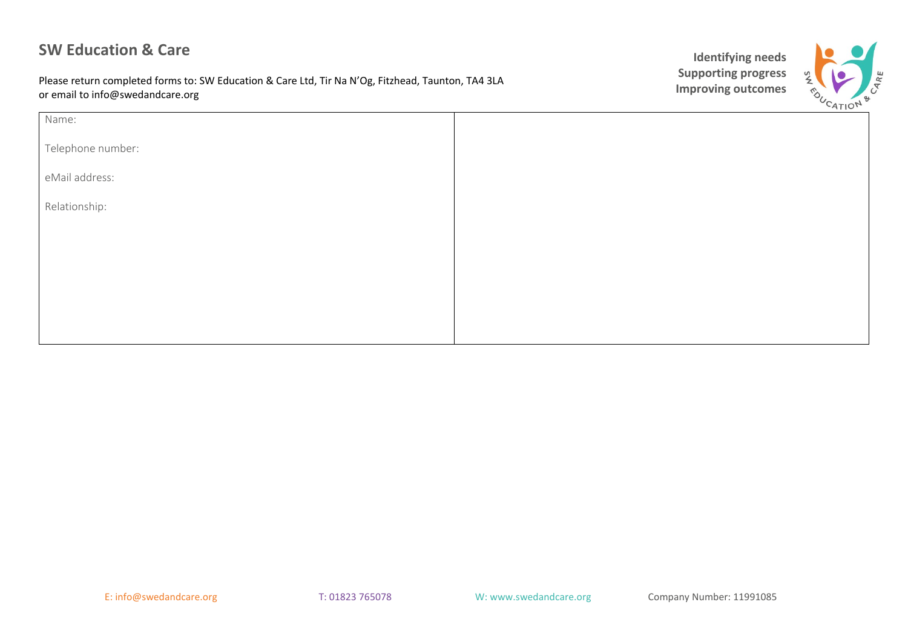## SW Education & Care

Please return completed forms to: SW Education & Care Ltd, Tir Na N'Og, Fitzhead, Taunton, TA4 3LA
or email to info@swedandcare.org

**Identifying needs**
**Supporting progress**
**Improving outcomes**

| | |
|---|---|
| Name:<br><br>Telephone number:<br><br>eMail address:<br><br>Relationship: | |

E: info@swedandcare.org T: 01823 765078 W: www.swedandcare.org Company Number: 11991085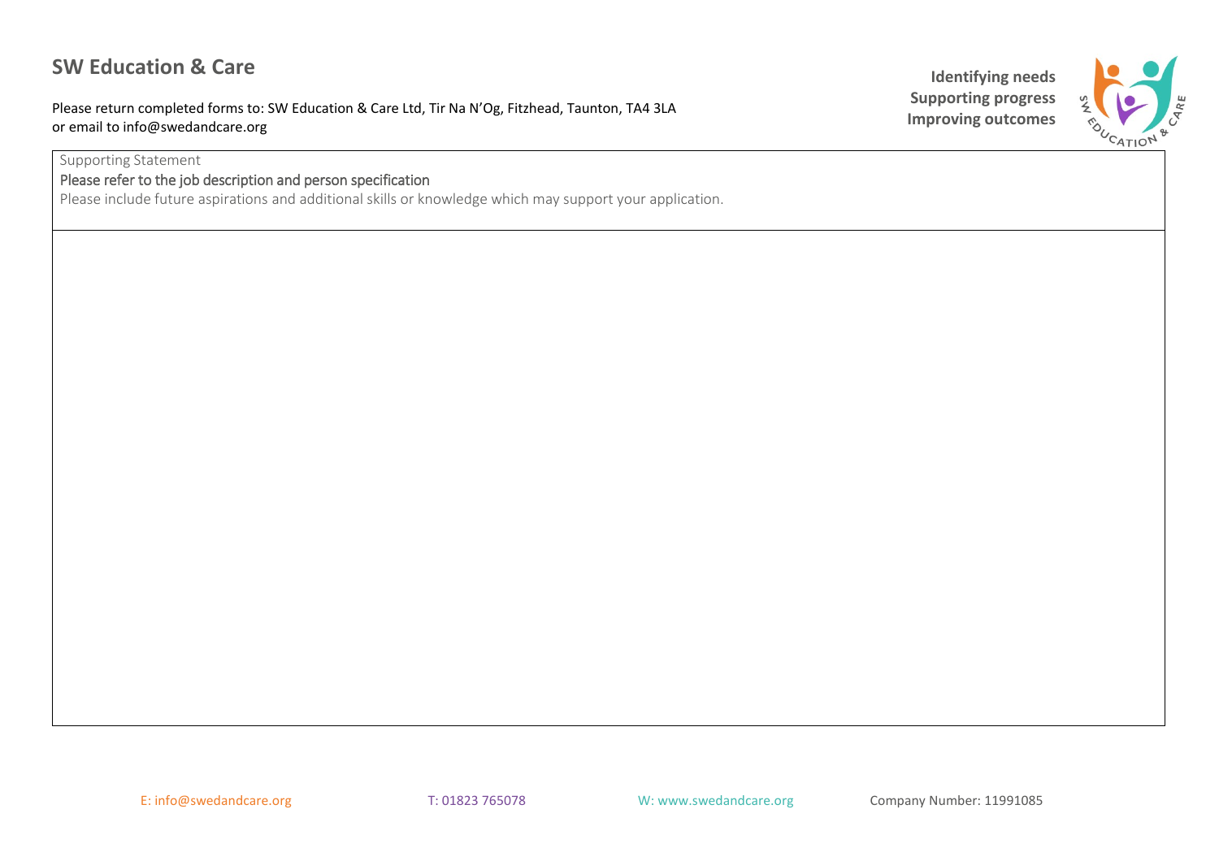# SW Education & Care

Please return completed forms to: SW Education & Care Ltd, Tir Na N'Og, Fitzhead, Taunton, TA4 3LA
or email to info@swedandcare.org

**Identifying needs**
**Supporting progress**
**Improving outcomes**

| Supporting Statement<br>Please refer to the job description and person specification<br>Please include future aspirations and additional skills or knowledge which may support your application. |
|---|
| |

E: info@swedandcare.org T: 01823 765078 W: www.swedandcare.org Company Number: 11991085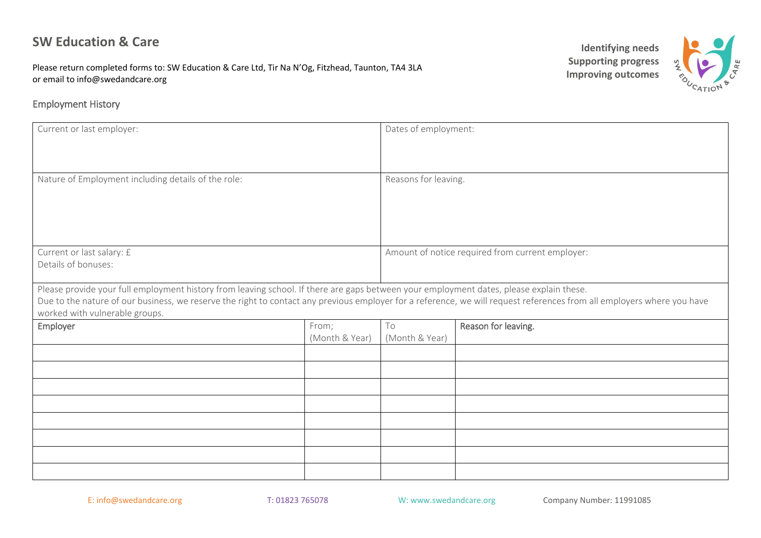# SW Education & Care

Please return completed forms to: SW Education & Care Ltd, Tir Na N'Og, Fitzhead, Taunton, TA4 3LA
or email to info@swedandcare.org

**Identifying needs**
**Supporting progress**
**Improving outcomes**

## Employment History

| | |
|---|---|
| Current or last employer: | Dates of employment: |
| Nature of Employment including details of the role: | Reasons for leaving. |
| Current or last salary: £<br>Details of bonuses: | Amount of notice required from current employer: |

Please provide your full employment history from leaving school. If there are gaps between your employment dates, please explain these.
Due to the nature of our business, we reserve the right to contact any previous employer for a reference, we will request references from all employers where you have worked with vulnerable groups.

| Employer | From;<br>(Month & Year) | To<br>(Month & Year) | Reason for leaving. |
|---|---|---|---|
| | | | |
| | | | |
| | | | |
| | | | |
| | | | |
| | | | |
| | | | |
| | | | |

E: info@swedandcare.org T: 01823 765078 W: www.swedandcare.org Company Number: 11991085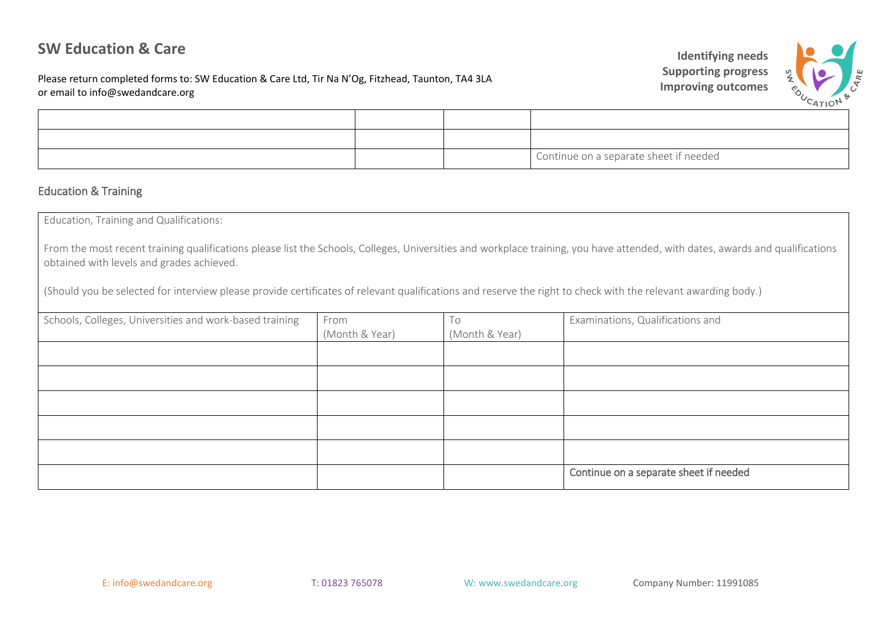## SW Education & Care

Please return completed forms to: SW Education & Care Ltd, Tir Na N'Og, Fitzhead, Taunton, TA4 3LA
or email to info@swedandcare.org

**Identifying needs**
**Supporting progress**
**Improving outcomes**

| | | | |
|---|---|---|---|
| | | | |
| | | | |
| | | | Continue on a separate sheet if needed |

### Education & Training

Education, Training and Qualifications:

From the most recent training qualifications please list the Schools, Colleges, Universities and workplace training, you have attended, with dates, awards and qualifications obtained with levels and grades achieved.

(Should you be selected for interview please provide certificates of relevant qualifications and reserve the right to check with the relevant awarding body.)

| Schools, Colleges, Universities and work-based training | From (Month & Year) | To (Month & Year) | Examinations, Qualifications and |
|---|---|---|---|
| | | | |
| | | | |
| | | | |
| | | | |
| | | | |
| | | | Continue on a separate sheet if needed |

E: info@swedandcare.org T: 01823 765078 W: www.swedandcare.org Company Number: 11991085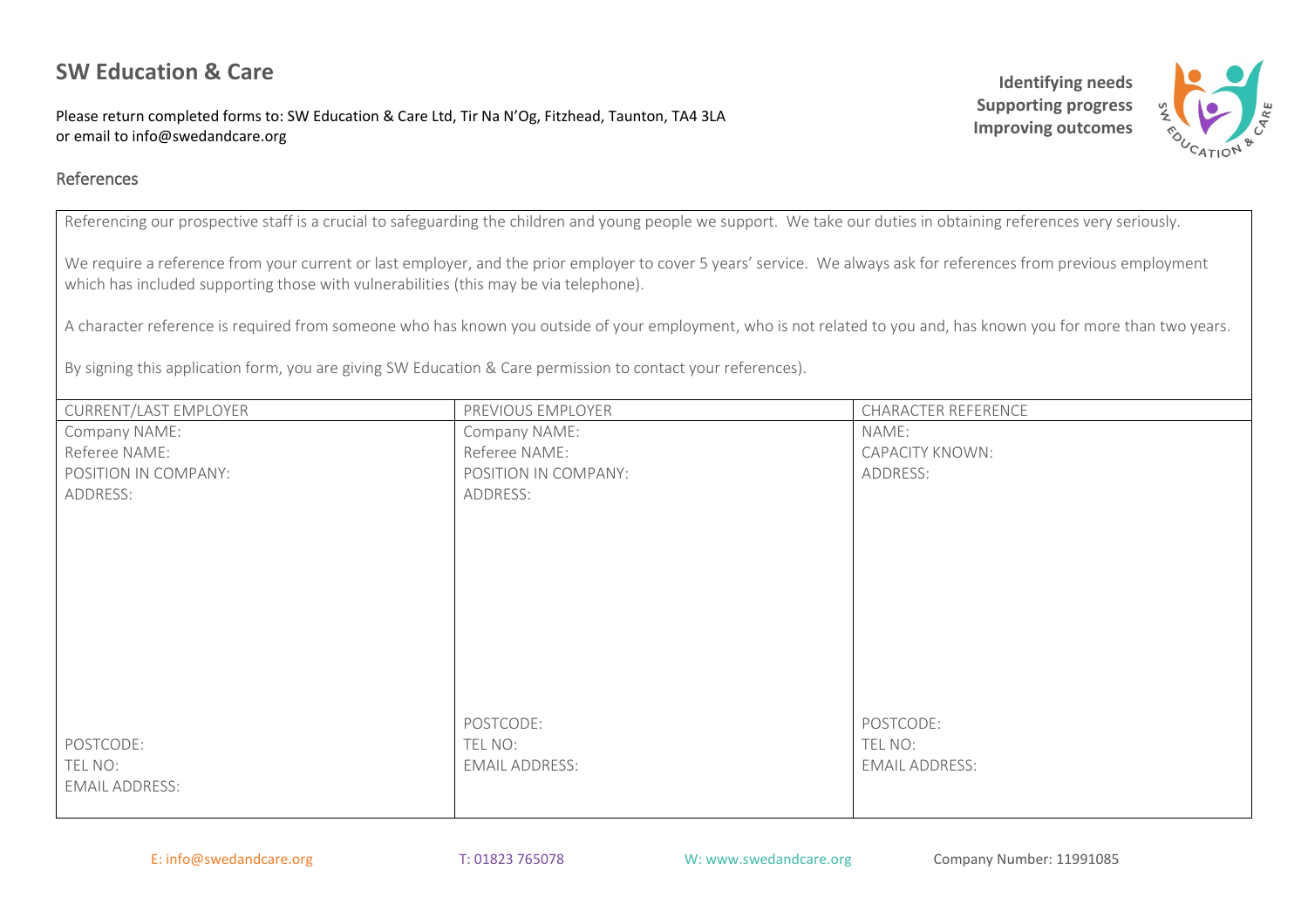# SW Education & Care

Please return completed forms to: SW Education & Care Ltd, Tir Na N'Og, Fitzhead, Taunton, TA4 3LA
or email to info@swedandcare.org

**Identifying needs**
**Supporting progress**
**Improving outcomes**

## References

Referencing our prospective staff is a crucial to safeguarding the children and young people we support. We take our duties in obtaining references very seriously.

We require a reference from your current or last employer, and the prior employer to cover 5 years' service. We always ask for references from previous employment which has included supporting those with vulnerabilities (this may be via telephone).

A character reference is required from someone who has known you outside of your employment, who is not related to you and, has known you for more than two years.

By signing this application form, you are giving SW Education & Care permission to contact your references).

| CURRENT/LAST EMPLOYER | PREVIOUS EMPLOYER | CHARACTER REFERENCE |
|---|---|---|
| Company NAME: | Company NAME: | NAME: |
| Referee NAME: | Referee NAME: | CAPACITY KNOWN: |
| POSITION IN COMPANY: | POSITION IN COMPANY: | ADDRESS: |
| ADDRESS: | ADDRESS: | |
| POSTCODE: | POSTCODE: | POSTCODE: |
| TEL NO: | TEL NO: | TEL NO: |
| EMAIL ADDRESS: | EMAIL ADDRESS: | EMAIL ADDRESS: |

E: info@swedandcare.org T: 01823 765078 W: www.swedandcare.org Company Number: 11991085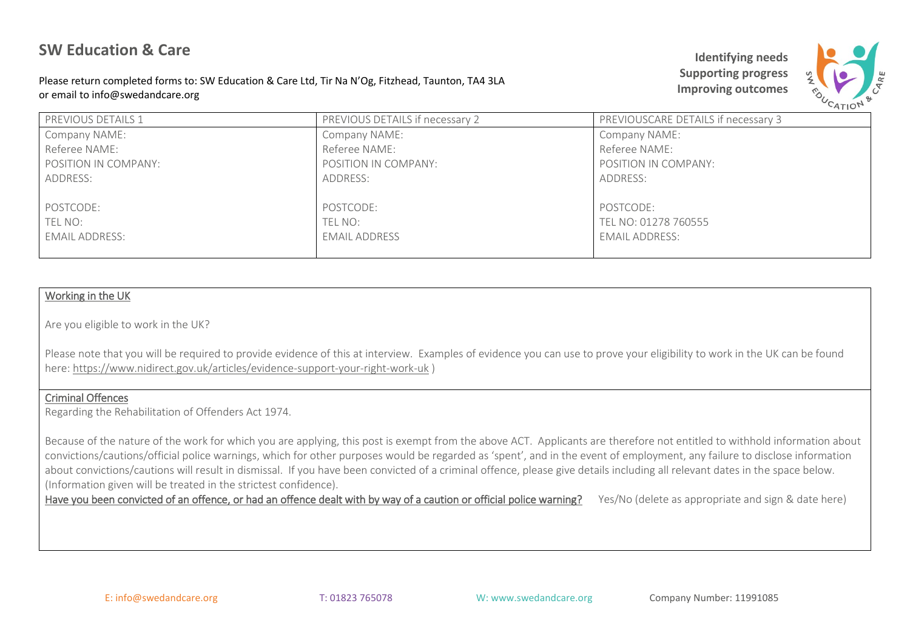# SW Education & Care

Please return completed forms to: SW Education & Care Ltd, Tir Na N'Og, Fitzhead, Taunton, TA4 3LA
or email to info@swedandcare.org

**Identifying needs**
**Supporting progress**
**Improving outcomes**

| PREVIOUS DETAILS 1 | PREVIOUS DETAILS if necessary 2 | PREVIOUSCARE DETAILS if necessary 3 |
|---|---|---|
| Company NAME:<br>Referee NAME:<br>POSITION IN COMPANY:<br>ADDRESS:<br><br>POSTCODE:<br>TEL NO:<br>EMAIL ADDRESS: | Company NAME:<br>Referee NAME:<br>POSITION IN COMPANY:<br>ADDRESS:<br><br>POSTCODE:<br>TEL NO:<br>EMAIL ADDRESS | Company NAME:<br>Referee NAME:<br>POSITION IN COMPANY:<br>ADDRESS:<br><br>POSTCODE:<br>TEL NO: 01278 760555<br>EMAIL ADDRESS: |

<u>Working in the UK</u>

Are you eligible to work in the UK?

Please note that you will be required to provide evidence of this at interview. Examples of evidence you can use to prove your eligibility to work in the UK can be found here: https://www.nidirect.gov.uk/articles/evidence-support-your-right-work-uk )

<u>Criminal Offences</u>

Regarding the Rehabilitation of Offenders Act 1974.

Because of the nature of the work for which you are applying, this post is exempt from the above ACT. Applicants are therefore not entitled to withhold information about convictions/cautions/official police warnings, which for other purposes would be regarded as 'spent', and in the event of employment, any failure to disclose information about convictions/cautions will result in dismissal. If you have been convicted of a criminal offence, please give details including all relevant dates in the space below. (Information given will be treated in the strictest confidence).

<u>Have you been convicted of an offence, or had an offence dealt with by way of a caution or official police warning?</u> Yes/No (delete as appropriate and sign & date here)

E: info@swedandcare.org T: 01823 765078 W: www.swedandcare.org Company Number: 11991085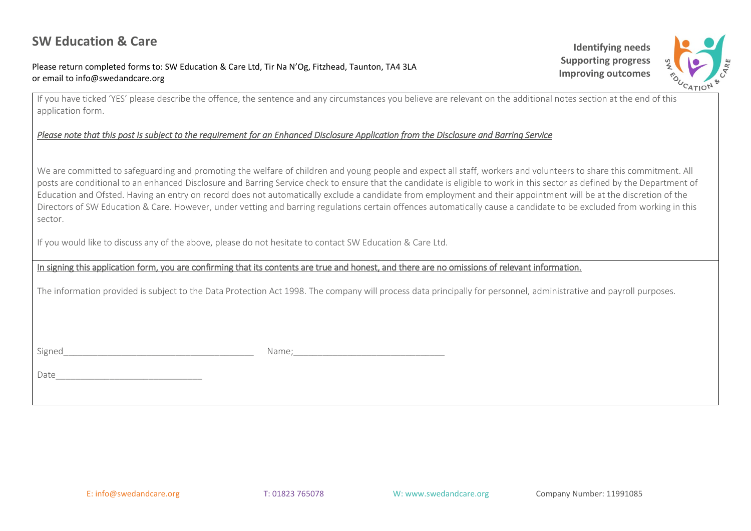# SW Education & Care

Please return completed forms to: SW Education & Care Ltd, Tir Na N'Og, Fitzhead, Taunton, TA4 3LA
or email to info@swedandcare.org

**Identifying needs**
**Supporting progress**
**Improving outcomes**

If you have ticked 'YES' please describe the offence, the sentence and any circumstances you believe are relevant on the additional notes section at the end of this application form.

*Please note that this post is subject to the requirement for an Enhanced Disclosure Application from the Disclosure and Barring Service*

We are committed to safeguarding and promoting the welfare of children and young people and expect all staff, workers and volunteers to share this commitment. All posts are conditional to an enhanced Disclosure and Barring Service check to ensure that the candidate is eligible to work in this sector as defined by the Department of Education and Ofsted. Having an entry on record does not automatically exclude a candidate from employment and their appointment will be at the discretion of the Directors of SW Education & Care. However, under vetting and barring regulations certain offences automatically cause a candidate to be excluded from working in this sector.

If you would like to discuss any of the above, please do not hesitate to contact SW Education & Care Ltd.

In signing this application form, you are confirming that its contents are true and honest, and there are no omissions of relevant information.

The information provided is subject to the Data Protection Act 1998. The company will process data principally for personnel, administrative and payroll purposes.

Signed________________________________________ Name;________________________________

Date________________________________

E: info@swedandcare.org T: 01823 765078 W: www.swedandcare.org Company Number: 11991085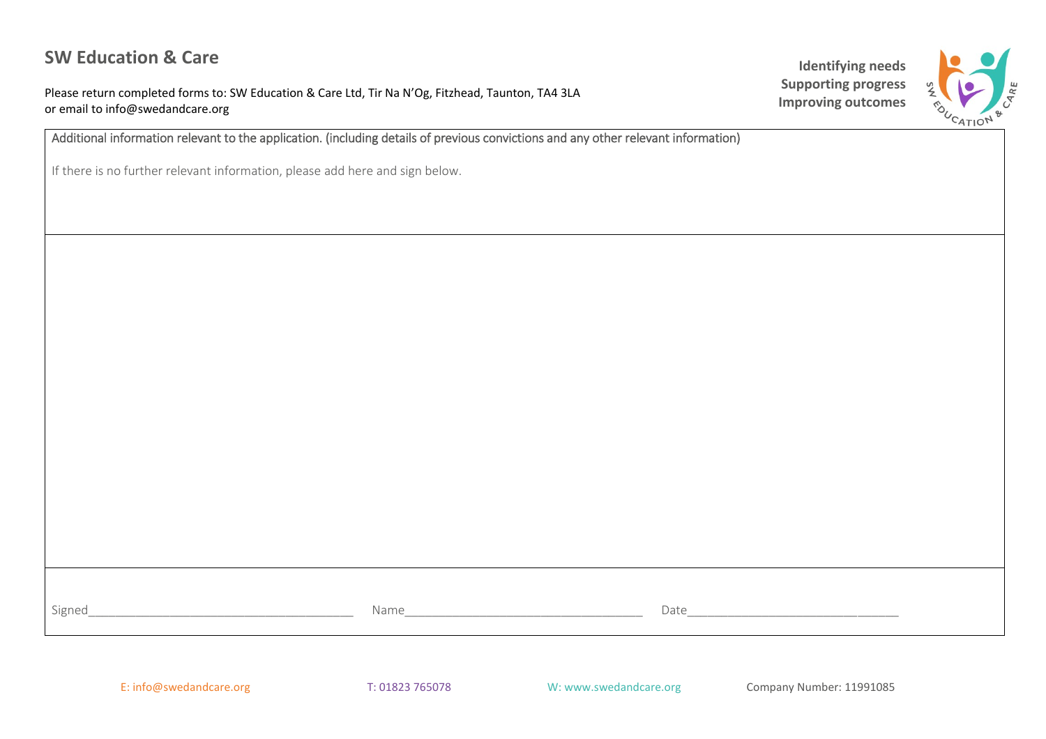# SW Education & Care

Please return completed forms to: SW Education & Care Ltd, Tir Na N'Og, Fitzhead, Taunton, TA4 3LA
or email to info@swedandcare.org

**Identifying needs**
**Supporting progress**
**Improving outcomes**

Additional information relevant to the application. (including details of previous convictions and any other relevant information)

If there is no further relevant information, please add here and sign below.

Signed_______________________________________ Name___________________________________ Date________________________________

E: info@swedandcare.org T: 01823 765078 W: www.swedandcare.org Company Number: 11991085